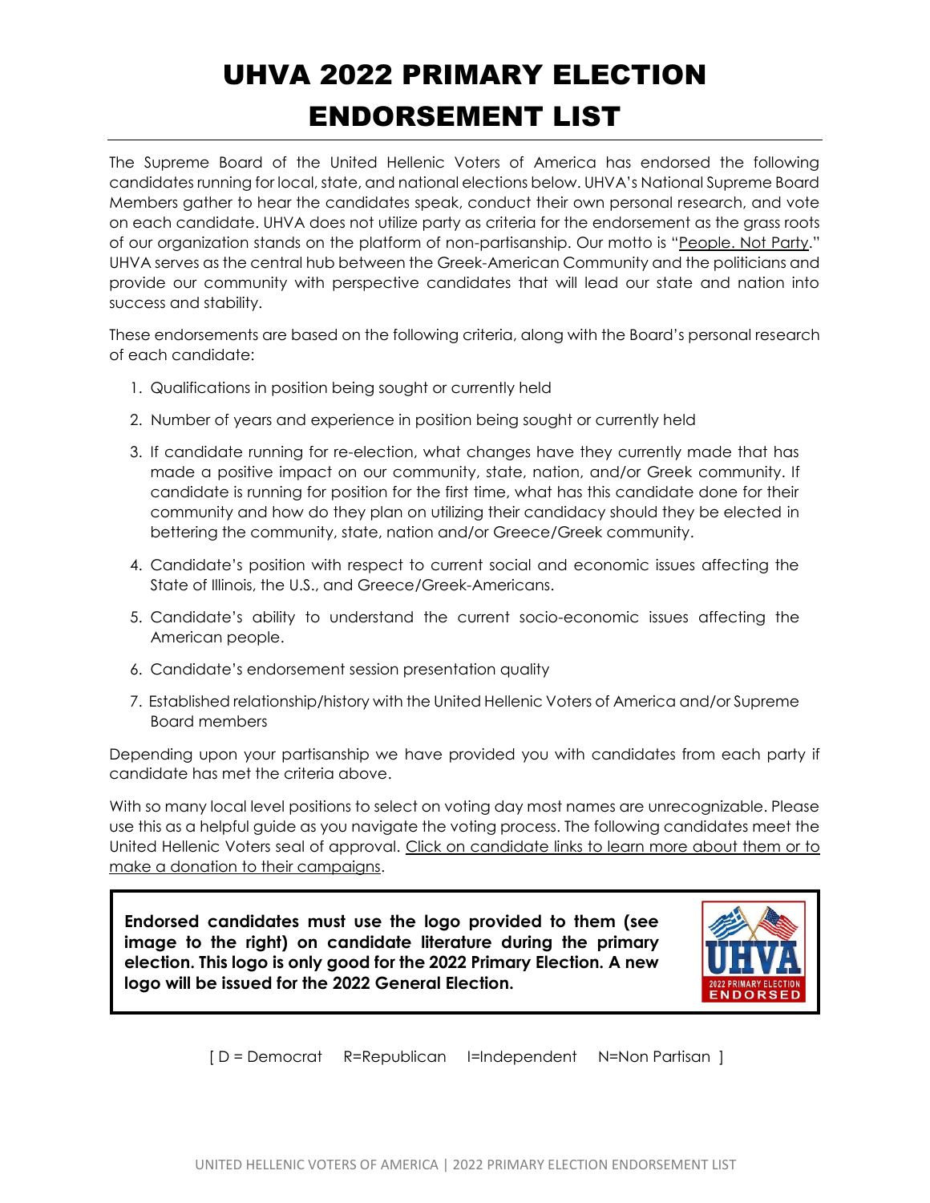# UHVA 2022 PRIMARY ELECTION ENDORSEMENT LIST

The Supreme Board of the United Hellenic Voters of America has endorsed the following candidates running for local, state, and national elections below. UHVA's National Supreme Board Members gather to hear the candidates speak, conduct their own personal research, and vote on each candidate. UHVA does not utilize party as criteria for the endorsement as the grass roots of our organization stands on the platform of non-partisanship. Our motto is "People. Not Party." UHVA serves as the central hub between the Greek-American Community and the politicians and provide our community with perspective candidates that will lead our state and nation into success and stability.

These endorsements are based on the following criteria, along with the Board's personal research of each candidate:

1. Qualifications in position being sought or currently held
2. Number of years and experience in position being sought or currently held
3. If candidate running for re-election, what changes have they currently made that has made a positive impact on our community, state, nation, and/or Greek community. If candidate is running for position for the first time, what has this candidate done for their community and how do they plan on utilizing their candidacy should they be elected in bettering the community, state, nation and/or Greece/Greek community.
4. Candidate's position with respect to current social and economic issues affecting the State of Illinois, the U.S., and Greece/Greek-Americans.
5. Candidate's ability to understand the current socio-economic issues affecting the American people.
6. Candidate's endorsement session presentation quality
7. Established relationship/history with the United Hellenic Voters of America and/or Supreme Board members

Depending upon your partisanship we have provided you with candidates from each party if candidate has met the criteria above.

With so many local level positions to select on voting day most names are unrecognizable. Please use this as a helpful guide as you navigate the voting process. The following candidates meet the United Hellenic Voters seal of approval. Click on candidate links to learn more about them or to make a donation to their campaigns.

**Endorsed candidates must use the logo provided to them (see image to the right) on candidate literature during the primary election. This logo is only good for the 2022 Primary Election. A new logo will be issued for the 2022 General Election.**

[ D = Democrat R=Republican I=Independent N=Non Partisan ]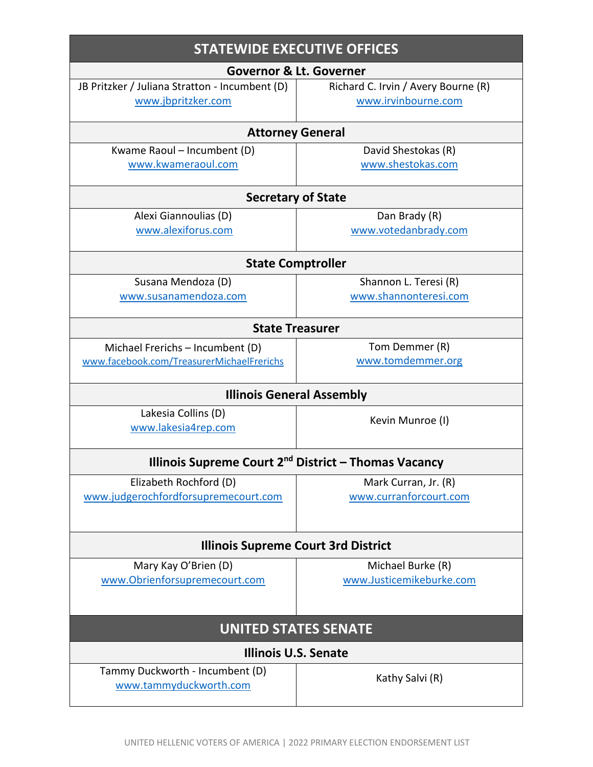## STATEWIDE EXECUTIVE OFFICES

| Governor & Lt. Governer | |
|---|---|
| JB Pritzker / Juliana Stratton - Incumbent (D)<br>www.jbpritzker.com | Richard C. Irvin / Avery Bourne (R)<br>www.irvinbourne.com |

| Attorney General | |
|---|---|
| Kwame Raoul – Incumbent (D)<br>www.kwameraoul.com | David Shestokas (R)<br>www.shestokas.com |

| Secretary of State | |
|---|---|
| Alexi Giannoulias (D)<br>www.alexiforus.com | Dan Brady (R)<br>www.votedanbrady.com |

| State Comptroller | |
|---|---|
| Susana Mendoza (D)<br>www.susanamendoza.com | Shannon L. Teresi (R)<br>www.shannonteresi.com |

| State Treasurer | |
|---|---|
| Michael Frerichs – Incumbent (D)<br>www.facebook.com/TreasurerMichaelFrerichs | Tom Demmer (R)<br>www.tomdemmer.org |

| Illinois General Assembly | |
|---|---|
| Lakesia Collins (D)<br>www.lakesia4rep.com | Kevin Munroe (I) |

| Illinois Supreme Court 2nd District – Thomas Vacancy | |
|---|---|
| Elizabeth Rochford (D)<br>www.judgerochfordforsupremecourt.com | Mark Curran, Jr. (R)<br>www.curranforcourt.com |

| Illinois Supreme Court 3rd District | |
|---|---|
| Mary Kay O'Brien (D)<br>www.Obrienforsupremecourt.com | Michael Burke (R)<br>www.Justicemikeburke.com |

## UNITED STATES SENATE

| Illinois U.S. Senate | |
|---|---|
| Tammy Duckworth - Incumbent (D)<br>www.tammyduckworth.com | Kathy Salvi (R) |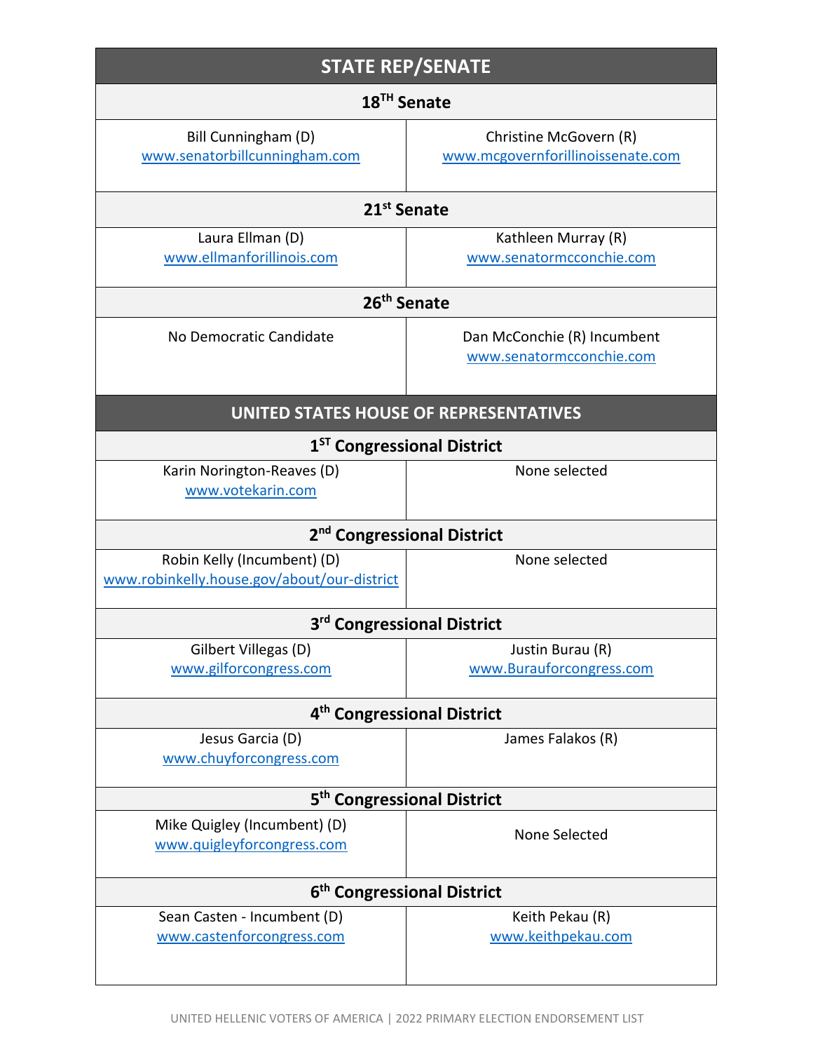## STATE REP/SENATE

### 18[TH] Senate

| Democrat | Republican |
|---|---|
| Bill Cunningham (D)<br>www.senatorbillcunningham.com | Christine McGovern (R)<br>www.mcgovernforillinoissenate.com |

### 21[st] Senate

| Democrat | Republican |
|---|---|
| Laura Ellman (D)<br>www.ellmanforillinois.com | Kathleen Murray (R)<br>www.senatormcconchie.com |

### 26[th] Senate

| Democrat | Republican |
|---|---|
| No Democratic Candidate | Dan McConchie (R) Incumbent<br>www.senatormcconchie.com |

## UNITED STATES HOUSE OF REPRESENTATIVES

### 1[ST] Congressional District

| Democrat | Republican |
|---|---|
| Karin Norington-Reaves (D)<br>www.votekarin.com | None selected |

### 2[nd] Congressional District

| Democrat | Republican |
|---|---|
| Robin Kelly (Incumbent) (D)<br>www.robinkelly.house.gov/about/our-district | None selected |

### 3[rd] Congressional District

| Democrat | Republican |
|---|---|
| Gilbert Villegas (D)<br>www.gilforcongress.com | Justin Burau (R)<br>www.Burauforcongress.com |

### 4[th] Congressional District

| Democrat | Republican |
|---|---|
| Jesus Garcia (D)<br>www.chuyforcongress.com | James Falakos (R) |

### 5[th] Congressional District

| Democrat | Republican |
|---|---|
| Mike Quigley (Incumbent) (D)<br>www.quigleyforcongress.com | None Selected |

### 6[th] Congressional District

| Democrat | Republican |
|---|---|
| Sean Casten - Incumbent (D)<br>www.castenforcongress.com | Keith Pekau (R)<br>www.keithpekau.com |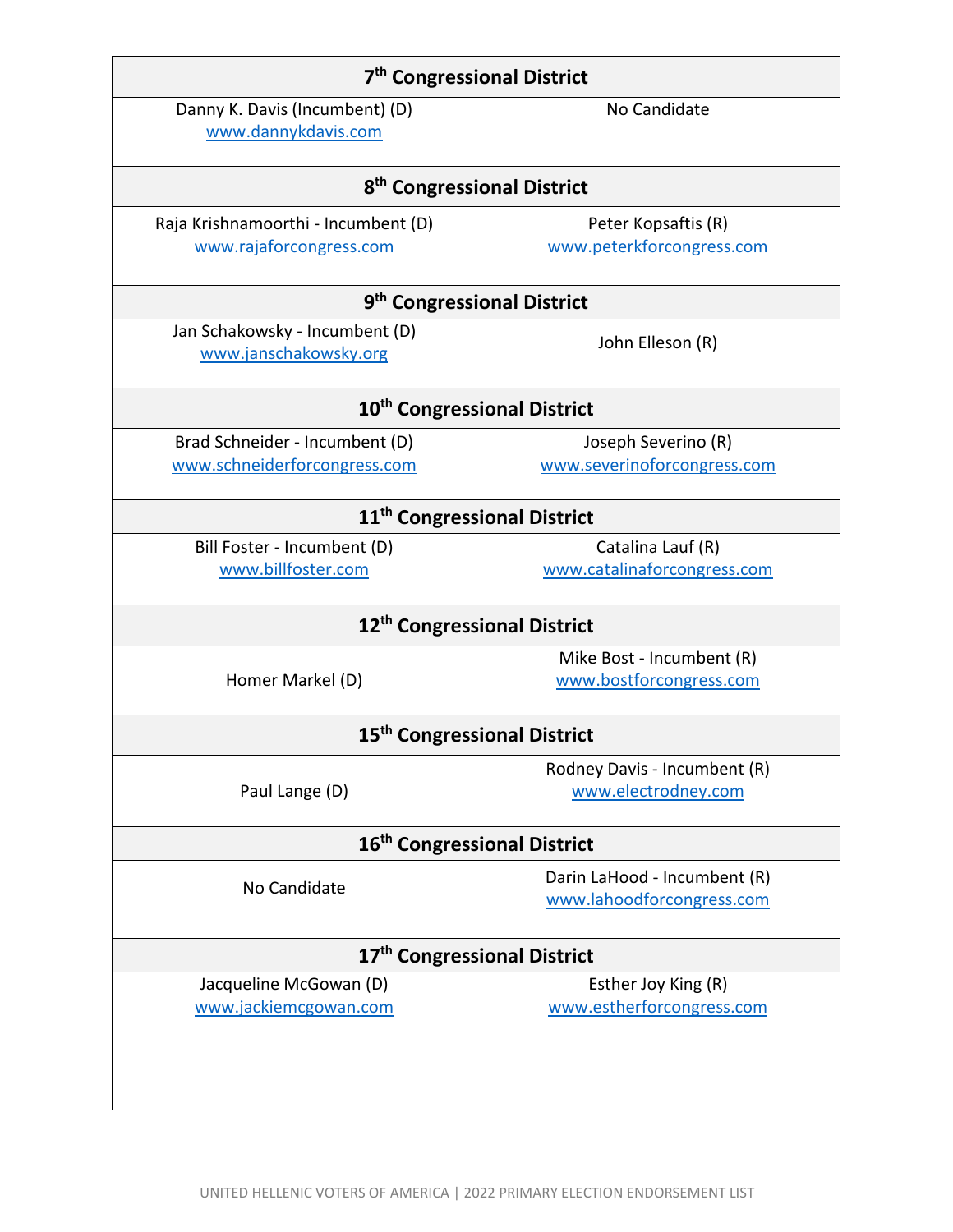| 7th Congressional District | |
|---|---|
| Danny K. Davis (Incumbent) (D)<br>www.dannykdavis.com | No Candidate |
| **8th Congressional District** | |
| Raja Krishnamoorthi - Incumbent (D)<br>www.rajaforcongress.com | Peter Kopsaftis (R)<br>www.peterkforcongress.com |
| **9th Congressional District** | |
| Jan Schakowsky - Incumbent (D)<br>www.janschakowsky.org | John Elleson (R) |
| **10th Congressional District** | |
| Brad Schneider - Incumbent (D)<br>www.schneiderforcongress.com | Joseph Severino (R)<br>www.severinoforcongress.com |
| **11th Congressional District** | |
| Bill Foster - Incumbent (D)<br>www.billfoster.com | Catalina Lauf (R)<br>www.catalinaforcongress.com |
| **12th Congressional District** | |
| Homer Markel (D) | Mike Bost - Incumbent (R)<br>www.bostforcongress.com |
| **15th Congressional District** | |
| Paul Lange (D) | Rodney Davis - Incumbent (R)<br>www.electrodney.com |
| **16th Congressional District** | |
| No Candidate | Darin LaHood - Incumbent (R)<br>www.lahoodforcongress.com |
| **17th Congressional District** | |
| Jacqueline McGowan (D)<br>www.jackiemcgowan.com | Esther Joy King (R)<br>www.estherforcongress.com |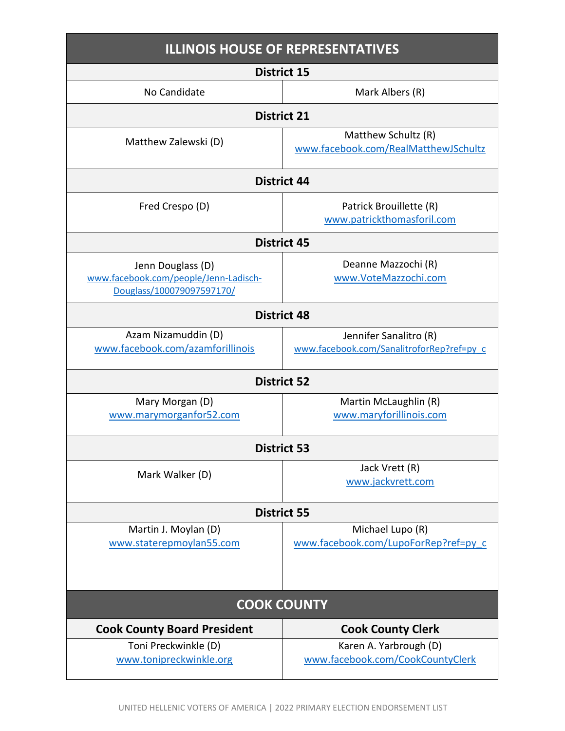| ILLINOIS HOUSE OF REPRESENTATIVES | |
|---|---|
| **District 15** | |
| No Candidate | Mark Albers (R) |
| **District 21** | |
| Matthew Zalewski (D) | Matthew Schultz (R) www.facebook.com/RealMatthewJSchultz |
| **District 44** | |
| Fred Crespo (D) | Patrick Brouillette (R) www.patrickthomasforil.com |
| **District 45** | |
| Jenn Douglass (D) www.facebook.com/people/Jenn-Ladisch-Douglass/100079097597170/ | Deanne Mazzochi (R) www.VoteMazzochi.com |
| **District 48** | |
| Azam Nizamuddin (D) www.facebook.com/azamforillinois | Jennifer Sanalitro (R) www.facebook.com/SanalitroforRep?ref=py_c |
| **District 52** | |
| Mary Morgan (D) www.marymorganfor52.com | Martin McLaughlin (R) www.maryforillinois.com |
| **District 53** | |
| Mark Walker (D) | Jack Vrett (R) www.jackvrett.com |
| **District 55** | |
| Martin J. Moylan (D) www.staterepmoylan55.com | Michael Lupo (R) www.facebook.com/LupoForRep?ref=py_c |

| COOK COUNTY | |
|---|---|
| **Cook County Board President** | **Cook County Clerk** |
| Toni Preckwinkle (D) www.tonipreckwinkle.org | Karen A. Yarbrough (D) www.facebook.com/CookCountyClerk |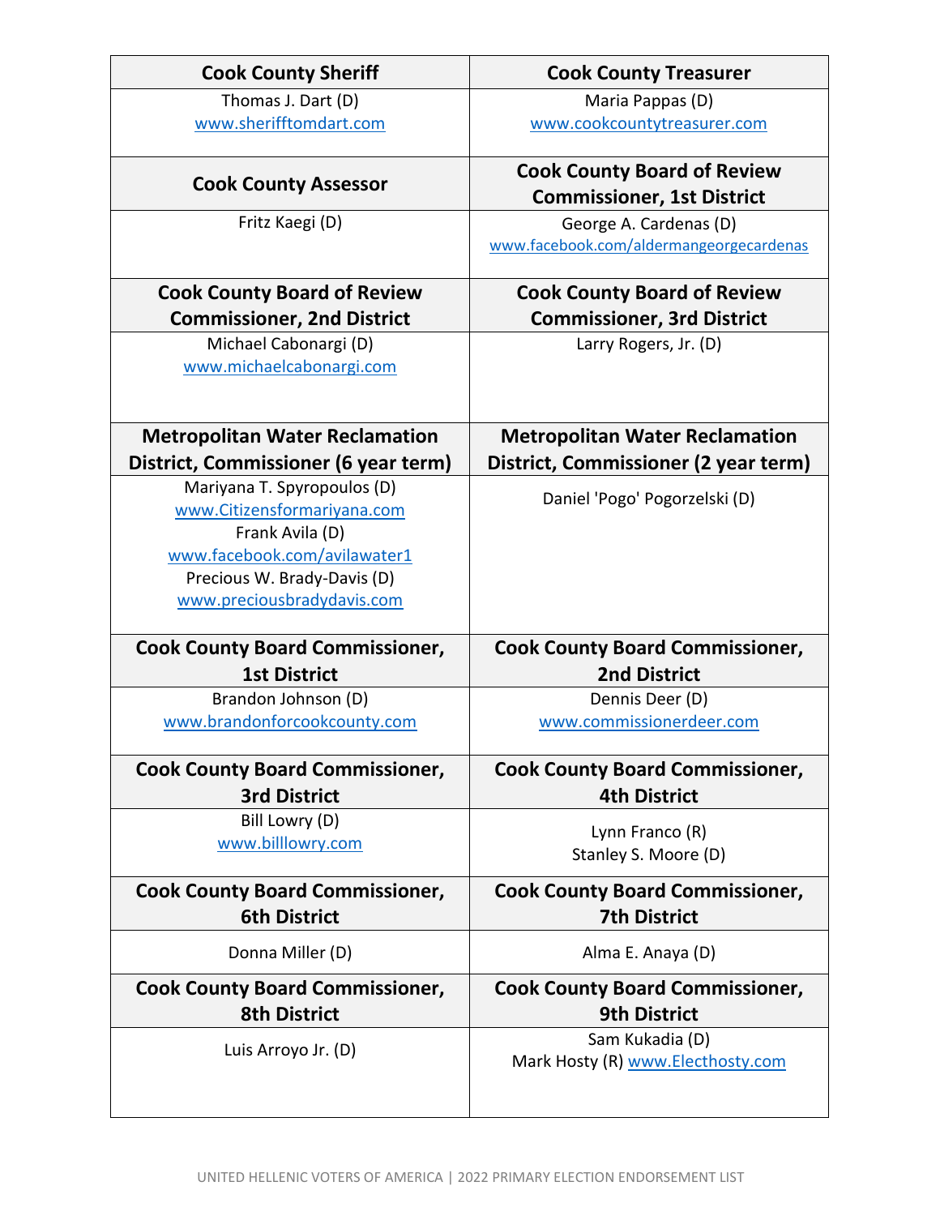| Cook County Sheriff | Cook County Treasurer |
|---|---|
| Thomas J. Dart (D)<br>www.sherifftomdart.com | Maria Pappas (D)<br>www.cookcountytreasurer.com |
| **Cook County Assessor** | **Cook County Board of Review Commissioner, 1st District** |
| Fritz Kaegi (D) | George A. Cardenas (D)<br>www.facebook.com/aldermangeorgecardenas |
| **Cook County Board of Review Commissioner, 2nd District** | **Cook County Board of Review Commissioner, 3rd District** |
| Michael Cabonargi (D)<br>www.michaelcabonargi.com | Larry Rogers, Jr. (D) |
| **Metropolitan Water Reclamation District, Commissioner (6 year term)** | **Metropolitan Water Reclamation District, Commissioner (2 year term)** |
| Mariyana T. Spyropoulos (D)<br>www.Citizensformariyana.com<br>Frank Avila (D)<br>www.facebook.com/avilawater1<br>Precious W. Brady-Davis (D)<br>www.preciousbradydavis.com | Daniel 'Pogo' Pogorzelski (D) |
| **Cook County Board Commissioner, 1st District** | **Cook County Board Commissioner, 2nd District** |
| Brandon Johnson (D)<br>www.brandonforcookcounty.com | Dennis Deer (D)<br>www.commissionerdeer.com |
| **Cook County Board Commissioner, 3rd District** | **Cook County Board Commissioner, 4th District** |
| Bill Lowry (D)<br>www.billlowry.com | Lynn Franco (R)<br>Stanley S. Moore (D) |
| **Cook County Board Commissioner, 6th District** | **Cook County Board Commissioner, 7th District** |
| Donna Miller (D) | Alma E. Anaya (D) |
| **Cook County Board Commissioner, 8th District** | **Cook County Board Commissioner, 9th District** |
| Luis Arroyo Jr. (D) | Sam Kukadia (D)<br>Mark Hosty (R) www.Electhosty.com |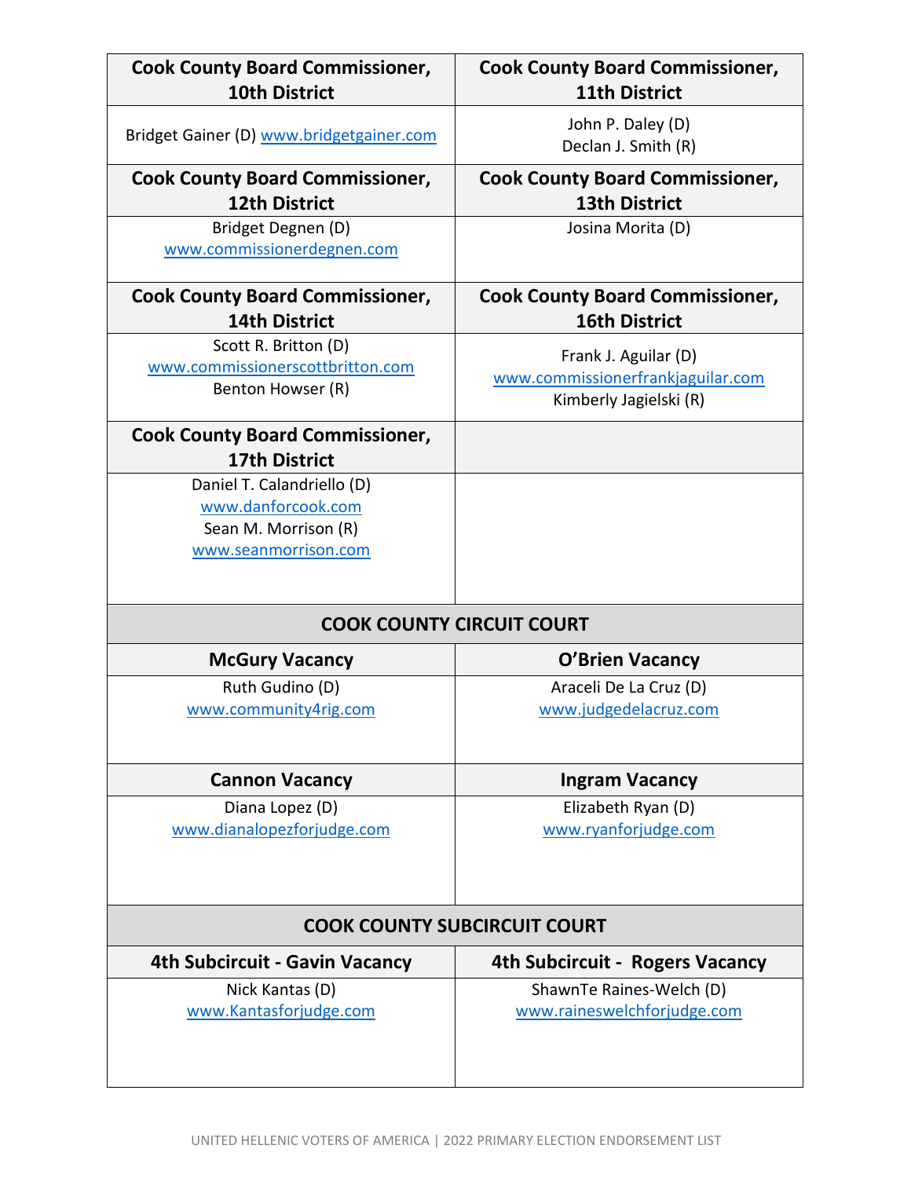| Cook County Board Commissioner, 10th District | Cook County Board Commissioner, 11th District |
|---|---|
| Bridget Gainer (D) www.bridgetgainer.com | John P. Daley (D)<br>Declan J. Smith (R) |
| **Cook County Board Commissioner, 12th District** | **Cook County Board Commissioner, 13th District** |
| Bridget Degnen (D)<br>www.commissionerdegnen.com | Josina Morita (D) |
| **Cook County Board Commissioner, 14th District** | **Cook County Board Commissioner, 16th District** |
| Scott R. Britton (D)<br>www.commissionerscottbritton.com<br>Benton Howser (R) | Frank J. Aguilar (D)<br>www.commissionerfrankjaguilar.com<br>Kimberly Jagielski (R) |
| **Cook County Board Commissioner, 17th District** | |
| Daniel T. Calandriello (D)<br>www.danforcook.com<br>Sean M. Morrison (R)<br>www.seanmorrison.com | |

## COOK COUNTY CIRCUIT COURT

| McGury Vacancy | O'Brien Vacancy |
|---|---|
| Ruth Gudino (D)<br>www.community4rig.com | Araceli De La Cruz (D)<br>www.judgedelacruz.com |
| **Cannon Vacancy** | **Ingram Vacancy** |
| Diana Lopez (D)<br>www.dianalopezforjudge.com | Elizabeth Ryan (D)<br>www.ryanforjudge.com |

## COOK COUNTY SUBCIRCUIT COURT

| 4th Subcircuit - Gavin Vacancy | 4th Subcircuit - Rogers Vacancy |
|---|---|
| Nick Kantas (D)<br>www.Kantasforjudge.com | ShawnTe Raines-Welch (D)<br>www.raineswelchforjudge.com |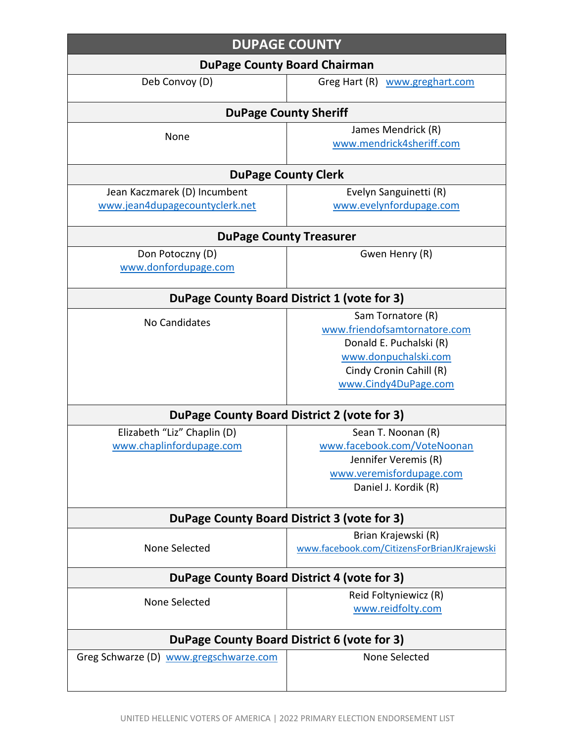# DUPAGE COUNTY

## DuPage County Board Chairman

| | |
|---|---|
| Deb Convoy (D) | Greg Hart (R) www.greghart.com |

## DuPage County Sheriff

| | |
|---|---|
| None | James Mendrick (R) www.mendrick4sheriff.com |

## DuPage County Clerk

| | |
|---|---|
| Jean Kaczmarek (D) Incumbent www.jean4dupagecountyclerk.net | Evelyn Sanguinetti (R) www.evelynfordupage.com |

## DuPage County Treasurer

| | |
|---|---|
| Don Potoczny (D) www.donfordupage.com | Gwen Henry (R) |

## DuPage County Board District 1 (vote for 3)

| | |
|---|---|
| No Candidates | Sam Tornatore (R) www.friendofsamtornatore.com<br>Donald E. Puchalski (R) www.donpuchalski.com<br>Cindy Cronin Cahill (R) www.Cindy4DuPage.com |

## DuPage County Board District 2 (vote for 3)

| | |
|---|---|
| Elizabeth "Liz" Chaplin (D) www.chaplinfordupage.com | Sean T. Noonan (R) www.facebook.com/VoteNoonan<br>Jennifer Veremis (R) www.veremisfordupage.com<br>Daniel J. Kordik (R) |

## DuPage County Board District 3 (vote for 3)

| | |
|---|---|
| None Selected | Brian Krajewski (R) www.facebook.com/CitizensForBrianJKrajewski |

## DuPage County Board District 4 (vote for 3)

| | |
|---|---|
| None Selected | Reid Foltyniewicz (R) www.reidfolty.com |

## DuPage County Board District 6 (vote for 3)

| | |
|---|---|
| Greg Schwarze (D) www.gregschwarze.com | None Selected |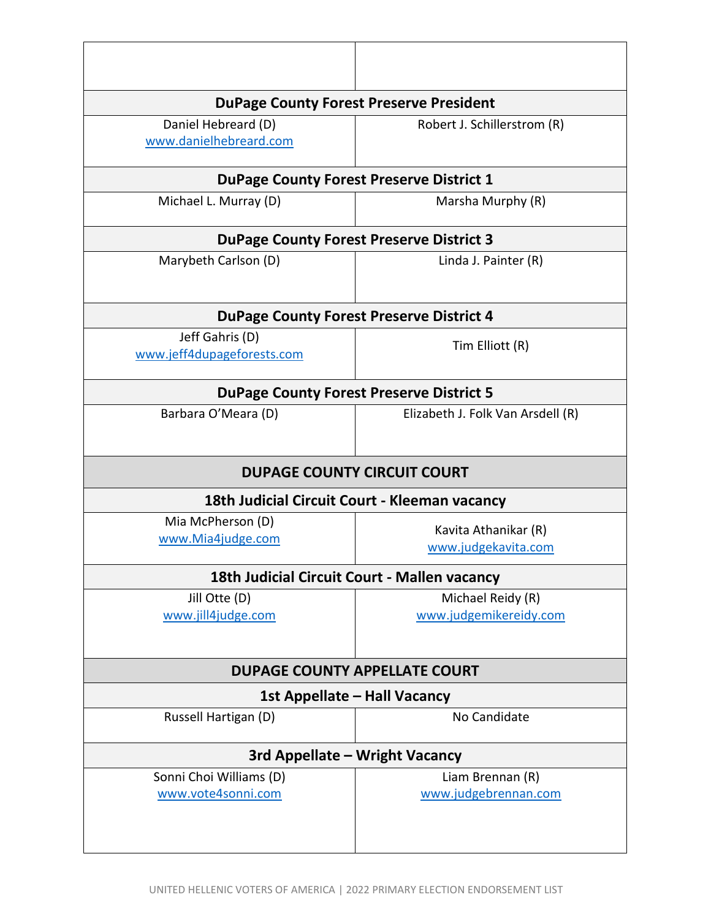| | |
|---|---|
| **DuPage County Forest Preserve President** | |
| Daniel Hebreard (D) www.danielhebreard.com | Robert J. Schillerstrom (R) |
| **DuPage County Forest Preserve District 1** | |
| Michael L. Murray (D) | Marsha Murphy (R) |
| **DuPage County Forest Preserve District 3** | |
| Marybeth Carlson (D) | Linda J. Painter (R) |
| **DuPage County Forest Preserve District 4** | |
| Jeff Gahris (D) www.jeff4dupageforests.com | Tim Elliott (R) |
| **DuPage County Forest Preserve District 5** | |
| Barbara O'Meara (D) | Elizabeth J. Folk Van Arsdell (R) |
| **DUPAGE COUNTY CIRCUIT COURT** | |
| **18th Judicial Circuit Court - Kleeman vacancy** | |
| Mia McPherson (D) www.Mia4judge.com | Kavita Athanikar (R) www.judgekavita.com |
| **18th Judicial Circuit Court - Mallen vacancy** | |
| Jill Otte (D) www.jill4judge.com | Michael Reidy (R) www.judgemikereidy.com |
| **DUPAGE COUNTY APPELLATE COURT** | |
| **1st Appellate – Hall Vacancy** | |
| Russell Hartigan (D) | No Candidate |
| **3rd Appellate – Wright Vacancy** | |
| Sonni Choi Williams (D) www.vote4sonni.com | Liam Brennan (R) www.judgebrennan.com |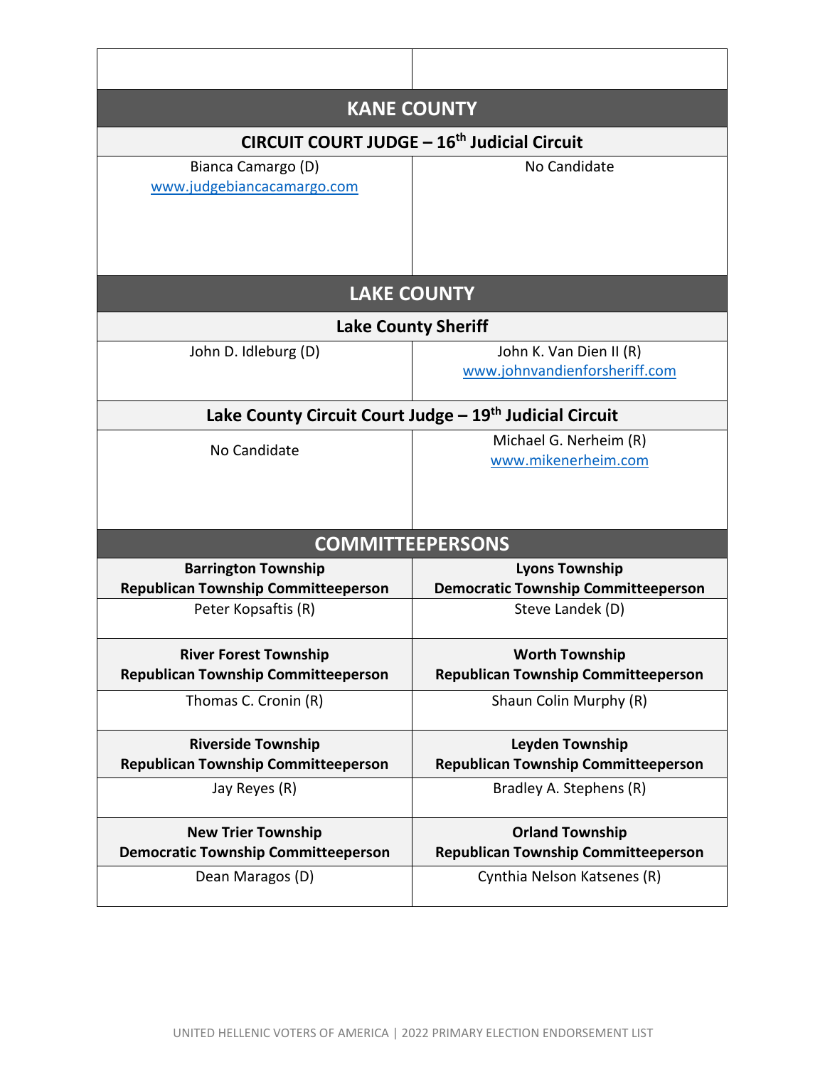| | |
|---|---|
| **KANE COUNTY** | |
| **CIRCUIT COURT JUDGE – 16th Judicial Circuit** | |
| Bianca Camargo (D) www.judgebiancacamargo.com | No Candidate |
| **LAKE COUNTY** | |
| **Lake County Sheriff** | |
| John D. Idleburg (D) | John K. Van Dien II (R) www.johnvandienforsheriff.com |
| **Lake County Circuit Court Judge – 19th Judicial Circuit** | |
| No Candidate | Michael G. Nerheim (R) www.mikenerheim.com |
| **COMMITTEEPERSONS** | |
| **Barrington Township Republican Township Committeeperson** | **Lyons Township Democratic Township Committeeperson** |
| Peter Kopsaftis (R) | Steve Landek (D) |
| **River Forest Township Republican Township Committeeperson** | **Worth Township Republican Township Committeeperson** |
| Thomas C. Cronin (R) | Shaun Colin Murphy (R) |
| **Riverside Township Republican Township Committeeperson** | **Leyden Township Republican Township Committeeperson** |
| Jay Reyes (R) | Bradley A. Stephens (R) |
| **New Trier Township Democratic Township Committeeperson** | **Orland Township Republican Township Committeeperson** |
| Dean Maragos (D) | Cynthia Nelson Katsenes (R) |